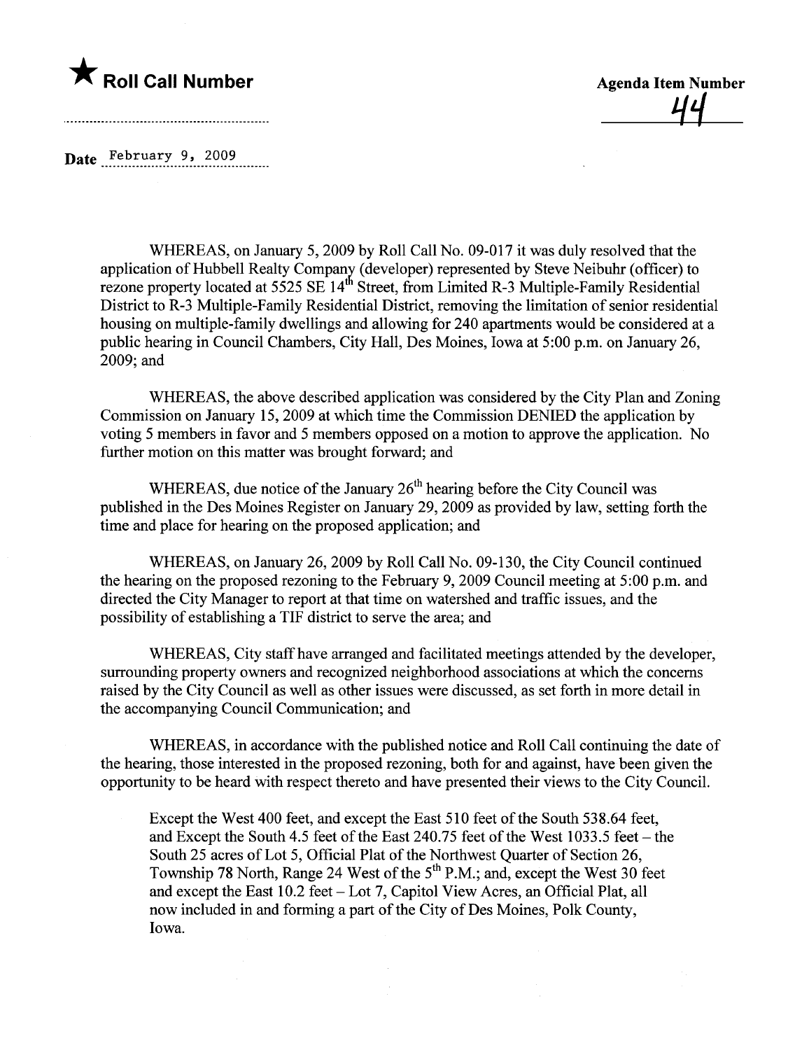★ **Roll Call Number**

**Agenda Item Number**

44

Date February 9, 2009

WHEREAS, on January 5, 2009 by Roll Call No. 09-017 it was duly resolved that the application of Hubbell Realty Company (developer) represented by Steve Neibuhr (officer) to rezone property located at 5525 SE 14th Street, from Limited R-3 Multiple-Family Residential District to R-3 Multiple-Family Residential District, removing the limitation of senior residential housing on multiple-family dwellings and allowing for 240 apartments would be considered at a public hearing in Council Chambers, City Hall, Des Moines, Iowa at 5:00 p.m. on January 26, 2009; and

WHEREAS, the above described application was considered by the City Plan and Zoning Commission on January 15, 2009 at which time the Commission DENIED the application by voting 5 members in favor and 5 members opposed on a motion to approve the application. No further motion on this matter was brought forward; and

WHEREAS, due notice of the January 26th hearing before the City Council was published in the Des Moines Register on January 29, 2009 as provided by law, setting forth the time and place for hearing on the proposed application; and

WHEREAS, on January 26, 2009 by Roll Call No. 09-130, the City Council continued the hearing on the proposed rezoning to the February 9, 2009 Council meeting at 5:00 p.m. and directed the City Manager to report at that time on watershed and traffic issues, and the possibility of establishing a TIF district to serve the area; and

WHEREAS, City staff have arranged and facilitated meetings attended by the developer, surrounding property owners and recognized neighborhood associations at which the concerns raised by the City Council as well as other issues were discussed, as set forth in more detail in the accompanying Council Communication; and

WHEREAS, in accordance with the published notice and Roll Call continuing the date of the hearing, those interested in the proposed rezoning, both for and against, have been given the opportunity to be heard with respect thereto and have presented their views to the City Council.

Except the West 400 feet, and except the East 510 feet of the South 538.64 feet, and Except the South 4.5 feet of the East 240.75 feet of the West 1033.5 feet – the South 25 acres of Lot 5, Official Plat of the Northwest Quarter of Section 26, Township 78 North, Range 24 West of the 5th P.M.; and, except the West 30 feet and except the East 10.2 feet – Lot 7, Capitol View Acres, an Official Plat, all now included in and forming a part of the City of Des Moines, Polk County, Iowa.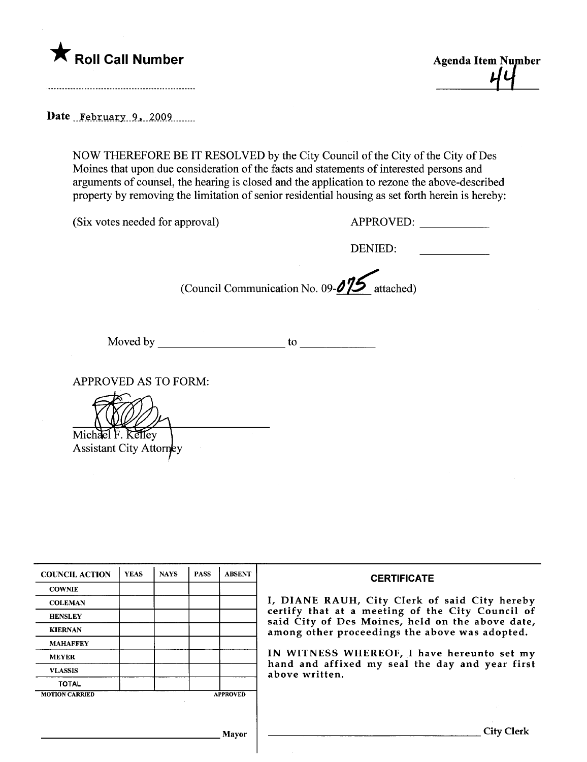★ **Roll Call Number**

**Agenda Item Number**

44

Date February 9, 2009

NOW THEREFORE BE IT RESOLVED by the City Council of the City of the City of Des Moines that upon due consideration of the facts and statements of interested persons and arguments of counsel, the hearing is closed and the application to rezone the above-described property by removing the limitation of senior residential housing as set forth herein is hereby:

(Six votes needed for approval) APPROVED: ___________

DENIED: ___________

(Council Communication No. 09-075 attached)

Moved by ____________________ to ____________

APPROVED AS TO FORM:

Michael F. Kelley
Assistant City Attorney

| COUNCIL ACTION | YEAS | NAYS | PASS | ABSENT |
|---|---|---|---|---|
| COWNIE | | | | |
| COLEMAN | | | | |
| HENSLEY | | | | |
| KIERNAN | | | | |
| MAHAFFEY | | | | |
| MEYER | | | | |
| VLASSIS | | | | |
| TOTAL | | | | |
| MOTION CARRIED | | | | APPROVED |

______________________________ Mayor

**CERTIFICATE**

I, DIANE RAUH, City Clerk of said City hereby certify that at a meeting of the City Council of said City of Des Moines, held on the above date, among other proceedings the above was adopted.

IN WITNESS WHEREOF, I have hereunto set my hand and affixed my seal the day and year first above written.

______________________________ City Clerk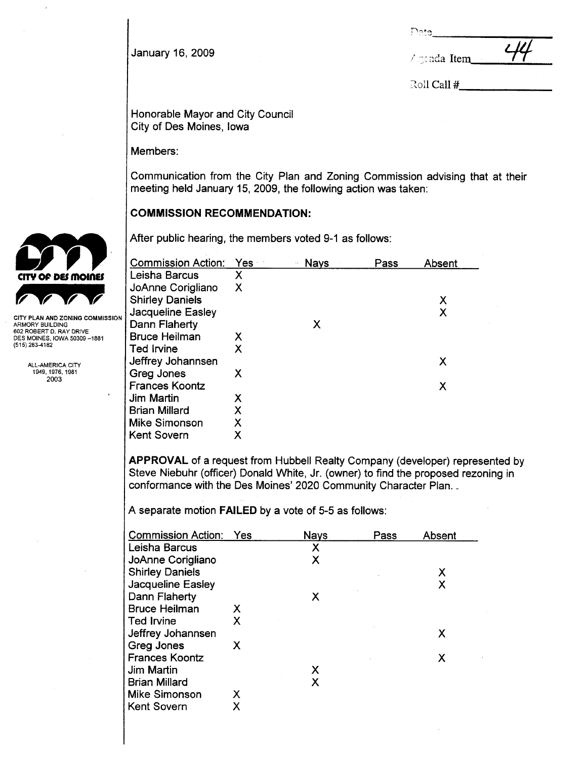January 16, 2009

Date\_\_\_\_\_\_\_\_\_\_

Agenda Item 44

Roll Call #\_\_\_\_\_\_\_\_\_\_

CITY OF DES MOINES

CITY PLAN AND ZONING COMMISSION
ARMORY BUILDING
602 ROBERT D. RAY DRIVE
DES MOINES, IOWA 50309 –1881
(515) 283-4182

ALL-AMERICA CITY
1949, 1976, 1981
2003

Honorable Mayor and City Council
City of Des Moines, Iowa

Members:

Communication from the City Plan and Zoning Commission advising that at their meeting held January 15, 2009, the following action was taken:

**COMMISSION RECOMMENDATION:**

After public hearing, the members voted 9-1 as follows:

| Commission Action: | Yes | Nays | Pass | Absent |
|---|---|---|---|---|
| Leisha Barcus | X | | | |
| JoAnne Corigliano | X | | | |
| Shirley Daniels | | | | X |
| Jacqueline Easley | | | | X |
| Dann Flaherty | | X | | |
| Bruce Heilman | X | | | |
| Ted Irvine | X | | | |
| Jeffrey Johannsen | | | | X |
| Greg Jones | X | | | |
| Frances Koontz | | | | X |
| Jim Martin | X | | | |
| Brian Millard | X | | | |
| Mike Simonson | X | | | |
| Kent Sovern | X | | | |

**APPROVAL** of a request from Hubbell Realty Company (developer) represented by Steve Niebuhr (officer) Donald White, Jr. (owner) to find the proposed rezoning in conformance with the Des Moines' 2020 Community Character Plan.

A separate motion **FAILED** by a vote of 5-5 as follows:

| Commission Action: | Yes | Nays | Pass | Absent |
|---|---|---|---|---|
| Leisha Barcus | | X | | |
| JoAnne Corigliano | | X | | |
| Shirley Daniels | | | | X |
| Jacqueline Easley | | | | X |
| Dann Flaherty | | X | | |
| Bruce Heilman | X | | | |
| Ted Irvine | X | | | |
| Jeffrey Johannsen | | | | X |
| Greg Jones | X | | | |
| Frances Koontz | | | | X |
| Jim Martin | | X | | |
| Brian Millard | | X | | |
| Mike Simonson | X | | | |
| Kent Sovern | X | | | |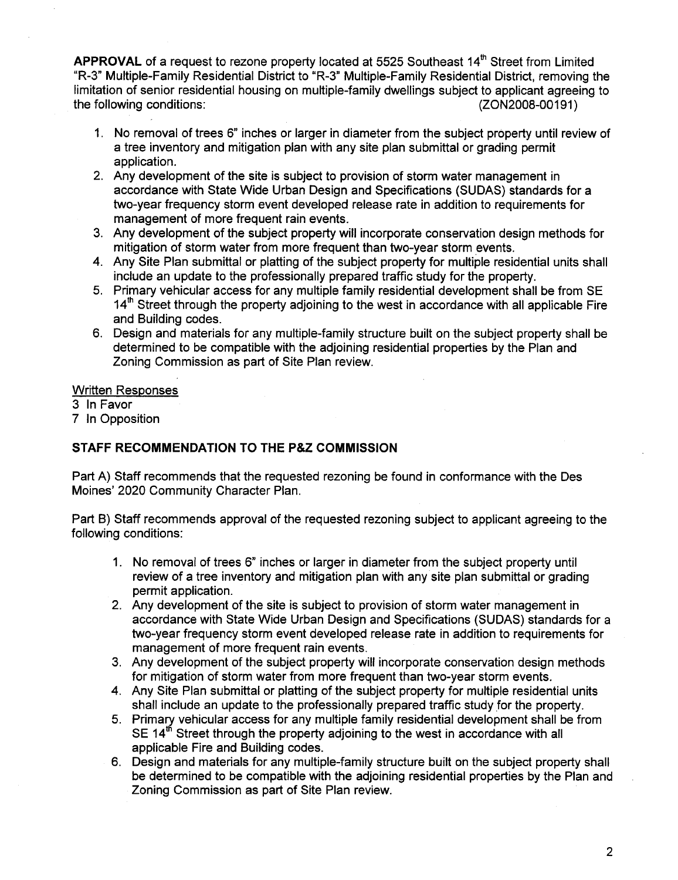**APPROVAL** of a request to rezone property located at 5525 Southeast 14th Street from Limited "R-3" Multiple-Family Residential District to "R-3" Multiple-Family Residential District, removing the limitation of senior residential housing on multiple-family dwellings subject to applicant agreeing to the following conditions: (ZON2008-00191)

1. No removal of trees 6" inches or larger in diameter from the subject property until review of a tree inventory and mitigation plan with any site plan submittal or grading permit application.
2. Any development of the site is subject to provision of storm water management in accordance with State Wide Urban Design and Specifications (SUDAS) standards for a two-year frequency storm event developed release rate in addition to requirements for management of more frequent rain events.
3. Any development of the subject property will incorporate conservation design methods for mitigation of storm water from more frequent than two-year storm events.
4. Any Site Plan submittal or platting of the subject property for multiple residential units shall include an update to the professionally prepared traffic study for the property.
5. Primary vehicular access for any multiple family residential development shall be from SE 14th Street through the property adjoining to the west in accordance with all applicable Fire and Building codes.
6. Design and materials for any multiple-family structure built on the subject property shall be determined to be compatible with the adjoining residential properties by the Plan and Zoning Commission as part of Site Plan review.

Written Responses
3 In Favor
7 In Opposition

**STAFF RECOMMENDATION TO THE P&Z COMMISSION**

Part A) Staff recommends that the requested rezoning be found in conformance with the Des Moines' 2020 Community Character Plan.

Part B) Staff recommends approval of the requested rezoning subject to applicant agreeing to the following conditions:

1. No removal of trees 6" inches or larger in diameter from the subject property until review of a tree inventory and mitigation plan with any site plan submittal or grading permit application.
2. Any development of the site is subject to provision of storm water management in accordance with State Wide Urban Design and Specifications (SUDAS) standards for a two-year frequency storm event developed release rate in addition to requirements for management of more frequent rain events.
3. Any development of the subject property will incorporate conservation design methods for mitigation of storm water from more frequent than two-year storm events.
4. Any Site Plan submittal or platting of the subject property for multiple residential units shall include an update to the professionally prepared traffic study for the property.
5. Primary vehicular access for any multiple family residential development shall be from SE 14th Street through the property adjoining to the west in accordance with all applicable Fire and Building codes.
6. Design and materials for any multiple-family structure built on the subject property shall be determined to be compatible with the adjoining residential properties by the Plan and Zoning Commission as part of Site Plan review.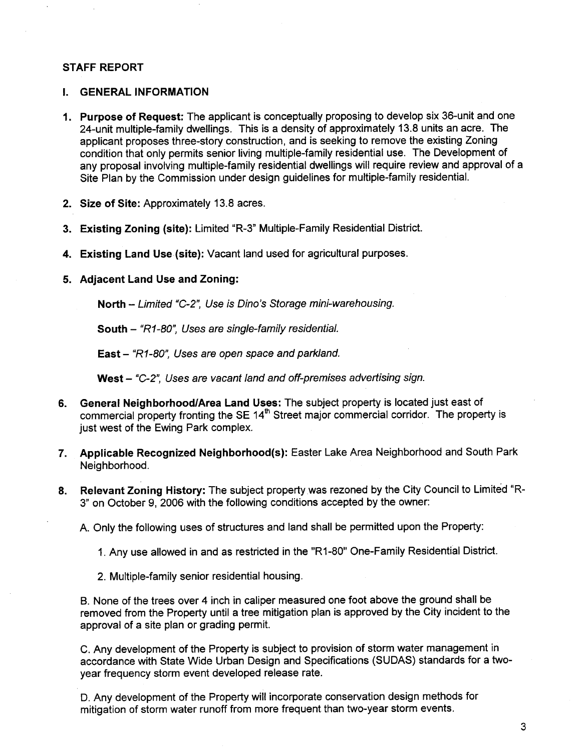## STAFF REPORT

### I. GENERAL INFORMATION

1. **Purpose of Request:** The applicant is conceptually proposing to develop six 36-unit and one 24-unit multiple-family dwellings. This is a density of approximately 13.8 units an acre. The applicant proposes three-story construction, and is seeking to remove the existing Zoning condition that only permits senior living multiple-family residential use. The Development of any proposal involving multiple-family residential dwellings will require review and approval of a Site Plan by the Commission under design guidelines for multiple-family residential.

2. **Size of Site:** Approximately 13.8 acres.

3. **Existing Zoning (site):** Limited "R-3" Multiple-Family Residential District.

4. **Existing Land Use (site):** Vacant land used for agricultural purposes.

5. **Adjacent Land Use and Zoning:**

   **North** – *Limited "C-2", Use is Dino's Storage mini-warehousing.*

   **South** – *"R1-80", Uses are single-family residential.*

   **East** – *"R1-80", Uses are open space and parkland.*

   **West** – *"C-2", Uses are vacant land and off-premises advertising sign.*

6. **General Neighborhood/Area Land Uses:** The subject property is located just east of commercial property fronting the SE 14th Street major commercial corridor. The property is just west of the Ewing Park complex.

7. **Applicable Recognized Neighborhood(s):** Easter Lake Area Neighborhood and South Park Neighborhood.

8. **Relevant Zoning History:** The subject property was rezoned by the City Council to Limited "R-3" on October 9, 2006 with the following conditions accepted by the owner:

   A. Only the following uses of structures and land shall be permitted upon the Property:

      1. Any use allowed in and as restricted in the "R1-80" One-Family Residential District.

      2. Multiple-family senior residential housing.

   B. None of the trees over 4 inch in caliper measured one foot above the ground shall be removed from the Property until a tree mitigation plan is approved by the City incident to the approval of a site plan or grading permit.

   C. Any development of the Property is subject to provision of storm water management in accordance with State Wide Urban Design and Specifications (SUDAS) standards for a two-year frequency storm event developed release rate.

   D. Any development of the Property will incorporate conservation design methods for mitigation of storm water runoff from more frequent than two-year storm events.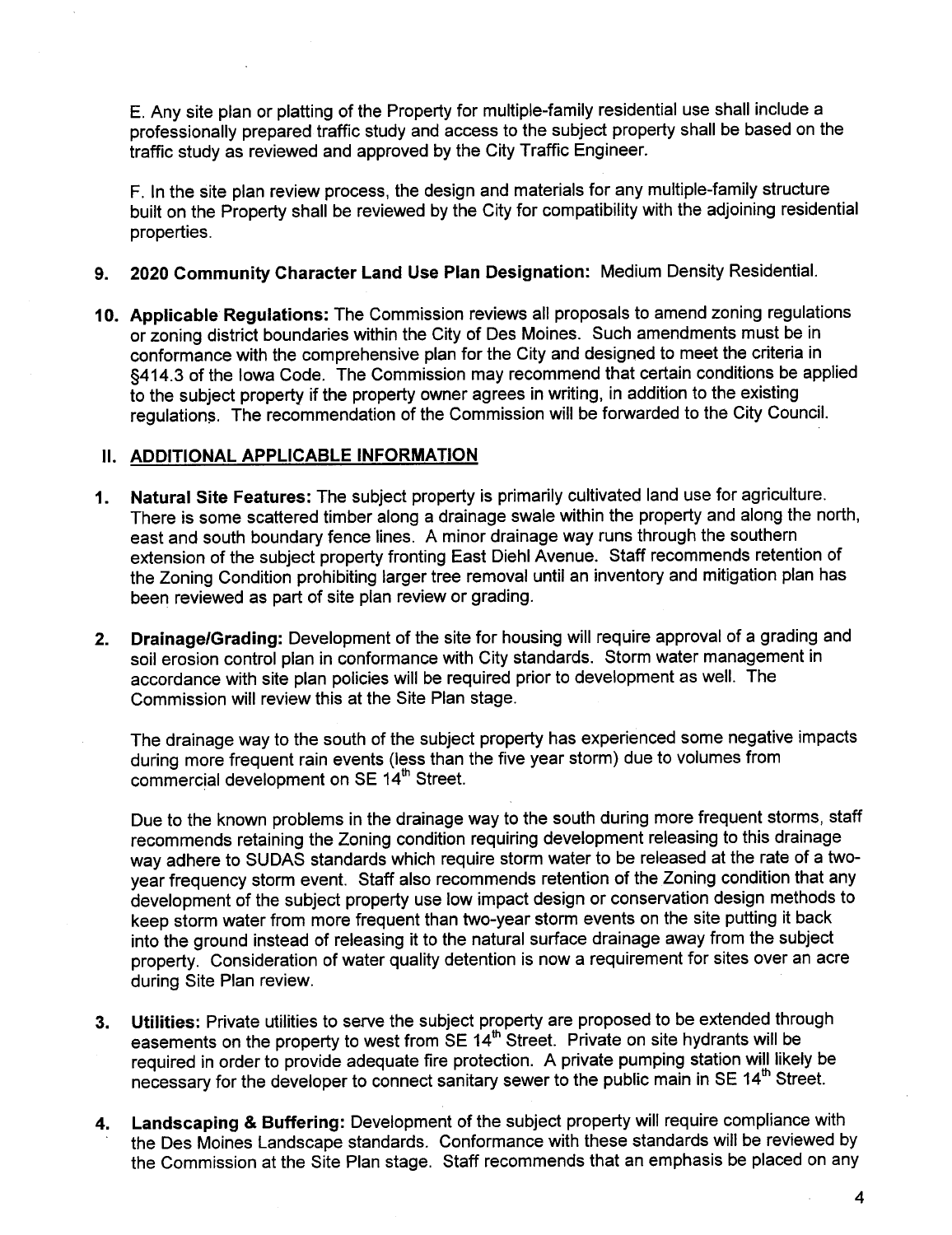E. Any site plan or platting of the Property for multiple-family residential use shall include a professionally prepared traffic study and access to the subject property shall be based on the traffic study as reviewed and approved by the City Traffic Engineer.

F. In the site plan review process, the design and materials for any multiple-family structure built on the Property shall be reviewed by the City for compatibility with the adjoining residential properties.

9. **2020 Community Character Land Use Plan Designation:** Medium Density Residential.

10. **Applicable Regulations:** The Commission reviews all proposals to amend zoning regulations or zoning district boundaries within the City of Des Moines. Such amendments must be in conformance with the comprehensive plan for the City and designed to meet the criteria in §414.3 of the Iowa Code. The Commission may recommend that certain conditions be applied to the subject property if the property owner agrees in writing, in addition to the existing regulations. The recommendation of the Commission will be forwarded to the City Council.

## II. ADDITIONAL APPLICABLE INFORMATION

1. **Natural Site Features:** The subject property is primarily cultivated land use for agriculture. There is some scattered timber along a drainage swale within the property and along the north, east and south boundary fence lines. A minor drainage way runs through the southern extension of the subject property fronting East Diehl Avenue. Staff recommends retention of the Zoning Condition prohibiting larger tree removal until an inventory and mitigation plan has been reviewed as part of site plan review or grading.

2. **Drainage/Grading:** Development of the site for housing will require approval of a grading and soil erosion control plan in conformance with City standards. Storm water management in accordance with site plan policies will be required prior to development as well. The Commission will review this at the Site Plan stage.

   The drainage way to the south of the subject property has experienced some negative impacts during more frequent rain events (less than the five year storm) due to volumes from commercial development on SE 14th Street.

   Due to the known problems in the drainage way to the south during more frequent storms, staff recommends retaining the Zoning condition requiring development releasing to this drainage way adhere to SUDAS standards which require storm water to be released at the rate of a two-year frequency storm event. Staff also recommends retention of the Zoning condition that any development of the subject property use low impact design or conservation design methods to keep storm water from more frequent than two-year storm events on the site putting it back into the ground instead of releasing it to the natural surface drainage away from the subject property. Consideration of water quality detention is now a requirement for sites over an acre during Site Plan review.

3. **Utilities:** Private utilities to serve the subject property are proposed to be extended through easements on the property to west from SE 14th Street. Private on site hydrants will be required in order to provide adequate fire protection. A private pumping station will likely be necessary for the developer to connect sanitary sewer to the public main in SE 14th Street.

4. **Landscaping & Buffering:** Development of the subject property will require compliance with the Des Moines Landscape standards. Conformance with these standards will be reviewed by the Commission at the Site Plan stage. Staff recommends that an emphasis be placed on any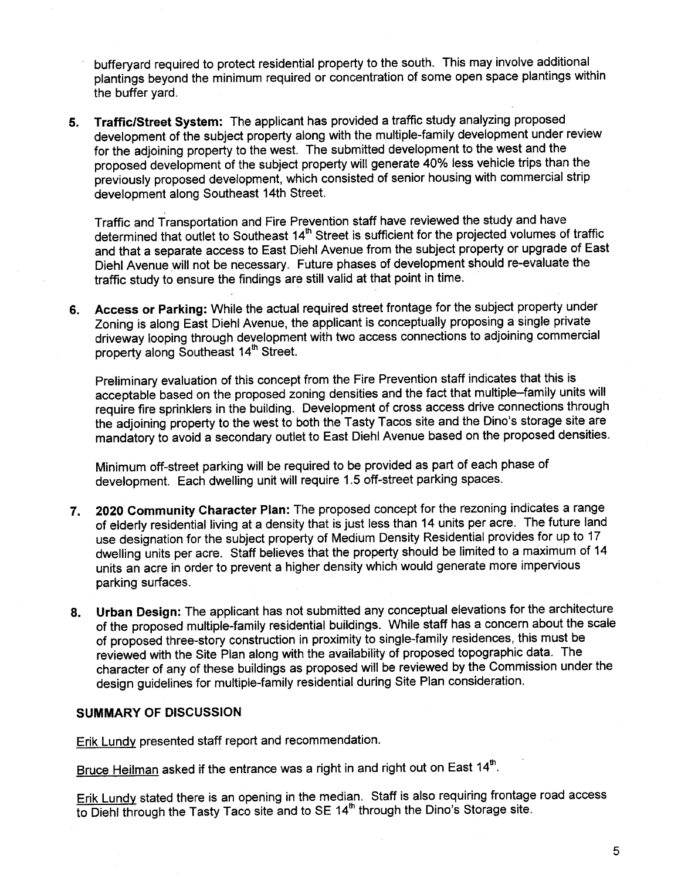bufferyard required to protect residential property to the south. This may involve additional plantings beyond the minimum required or concentration of some open space plantings within the buffer yard.

5. **Traffic/Street System:** The applicant has provided a traffic study analyzing proposed development of the subject property along with the multiple-family development under review for the adjoining property to the west. The submitted development to the west and the proposed development of the subject property will generate 40% less vehicle trips than the previously proposed development, which consisted of senior housing with commercial strip development along Southeast 14th Street.

   Traffic and Transportation and Fire Prevention staff have reviewed the study and have determined that outlet to Southeast 14th Street is sufficient for the projected volumes of traffic and that a separate access to East Diehl Avenue from the subject property or upgrade of East Diehl Avenue will not be necessary. Future phases of development should re-evaluate the traffic study to ensure the findings are still valid at that point in time.

6. **Access or Parking:** While the actual required street frontage for the subject property under Zoning is along East Diehl Avenue, the applicant is conceptually proposing a single private driveway looping through development with two access connections to adjoining commercial property along Southeast 14th Street.

   Preliminary evaluation of this concept from the Fire Prevention staff indicates that this is acceptable based on the proposed zoning densities and the fact that multiple–family units will require fire sprinklers in the building. Development of cross access drive connections through the adjoining property to the west to both the Tasty Tacos site and the Dino's storage site are mandatory to avoid a secondary outlet to East Diehl Avenue based on the proposed densities.

   Minimum off-street parking will be required to be provided as part of each phase of development. Each dwelling unit will require 1.5 off-street parking spaces.

7. **2020 Community Character Plan:** The proposed concept for the rezoning indicates a range of elderly residential living at a density that is just less than 14 units per acre. The future land use designation for the subject property of Medium Density Residential provides for up to 17 dwelling units per acre. Staff believes that the property should be limited to a maximum of 14 units an acre in order to prevent a higher density which would generate more impervious parking surfaces.

8. **Urban Design:** The applicant has not submitted any conceptual elevations for the architecture of the proposed multiple-family residential buildings. While staff has a concern about the scale of proposed three-story construction in proximity to single-family residences, this must be reviewed with the Site Plan along with the availability of proposed topographic data. The character of any of these buildings as proposed will be reviewed by the Commission under the design guidelines for multiple-family residential during Site Plan consideration.

## SUMMARY OF DISCUSSION

Erik Lundy presented staff report and recommendation.

Bruce Heilman asked if the entrance was a right in and right out on East 14th.

Erik Lundy stated there is an opening in the median. Staff is also requiring frontage road access to Diehl through the Tasty Taco site and to SE 14th through the Dino's Storage site.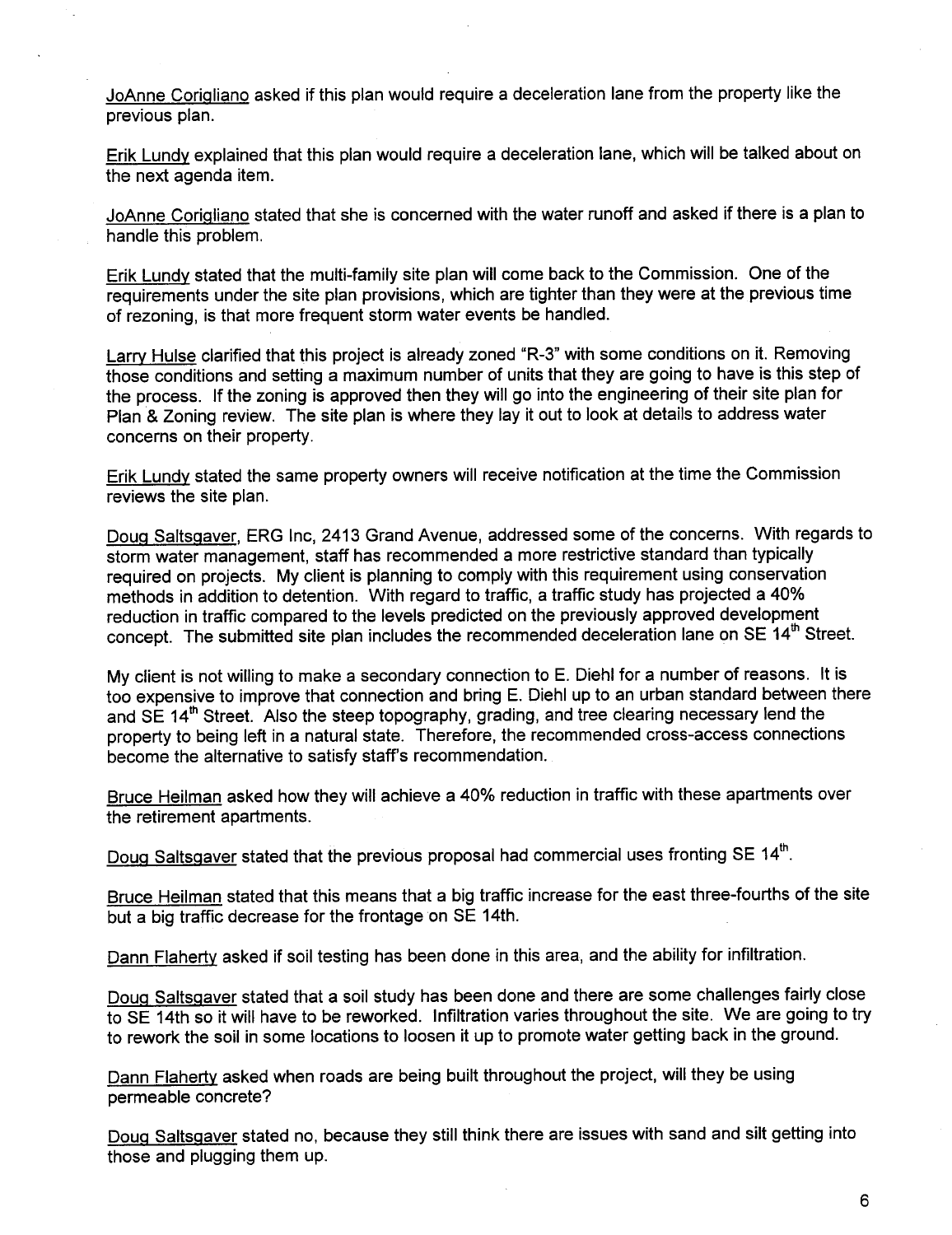JoAnne Corigliano asked if this plan would require a deceleration lane from the property like the previous plan.

Erik Lundy explained that this plan would require a deceleration lane, which will be talked about on the next agenda item.

JoAnne Corigliano stated that she is concerned with the water runoff and asked if there is a plan to handle this problem.

Erik Lundy stated that the multi-family site plan will come back to the Commission. One of the requirements under the site plan provisions, which are tighter than they were at the previous time of rezoning, is that more frequent storm water events be handled.

Larry Hulse clarified that this project is already zoned "R-3" with some conditions on it. Removing those conditions and setting a maximum number of units that they are going to have is this step of the process. If the zoning is approved then they will go into the engineering of their site plan for Plan & Zoning review. The site plan is where they lay it out to look at details to address water concerns on their property.

Erik Lundy stated the same property owners will receive notification at the time the Commission reviews the site plan.

Doug Saltsgaver, ERG Inc, 2413 Grand Avenue, addressed some of the concerns. With regards to storm water management, staff has recommended a more restrictive standard than typically required on projects. My client is planning to comply with this requirement using conservation methods in addition to detention. With regard to traffic, a traffic study has projected a 40% reduction in traffic compared to the levels predicted on the previously approved development concept. The submitted site plan includes the recommended deceleration lane on SE 14th Street.

My client is not willing to make a secondary connection to E. Diehl for a number of reasons. It is too expensive to improve that connection and bring E. Diehl up to an urban standard between there and SE 14th Street. Also the steep topography, grading, and tree clearing necessary lend the property to being left in a natural state. Therefore, the recommended cross-access connections become the alternative to satisfy staff's recommendation.

Bruce Heilman asked how they will achieve a 40% reduction in traffic with these apartments over the retirement apartments.

Doug Saltsgaver stated that the previous proposal had commercial uses fronting SE 14th.

Bruce Heilman stated that this means that a big traffic increase for the east three-fourths of the site but a big traffic decrease for the frontage on SE 14th.

Dann Flaherty asked if soil testing has been done in this area, and the ability for infiltration.

Doug Saltsgaver stated that a soil study has been done and there are some challenges fairly close to SE 14th so it will have to be reworked. Infiltration varies throughout the site. We are going to try to rework the soil in some locations to loosen it up to promote water getting back in the ground.

Dann Flaherty asked when roads are being built throughout the project, will they be using permeable concrete?

Doug Saltsgaver stated no, because they still think there are issues with sand and silt getting into those and plugging them up.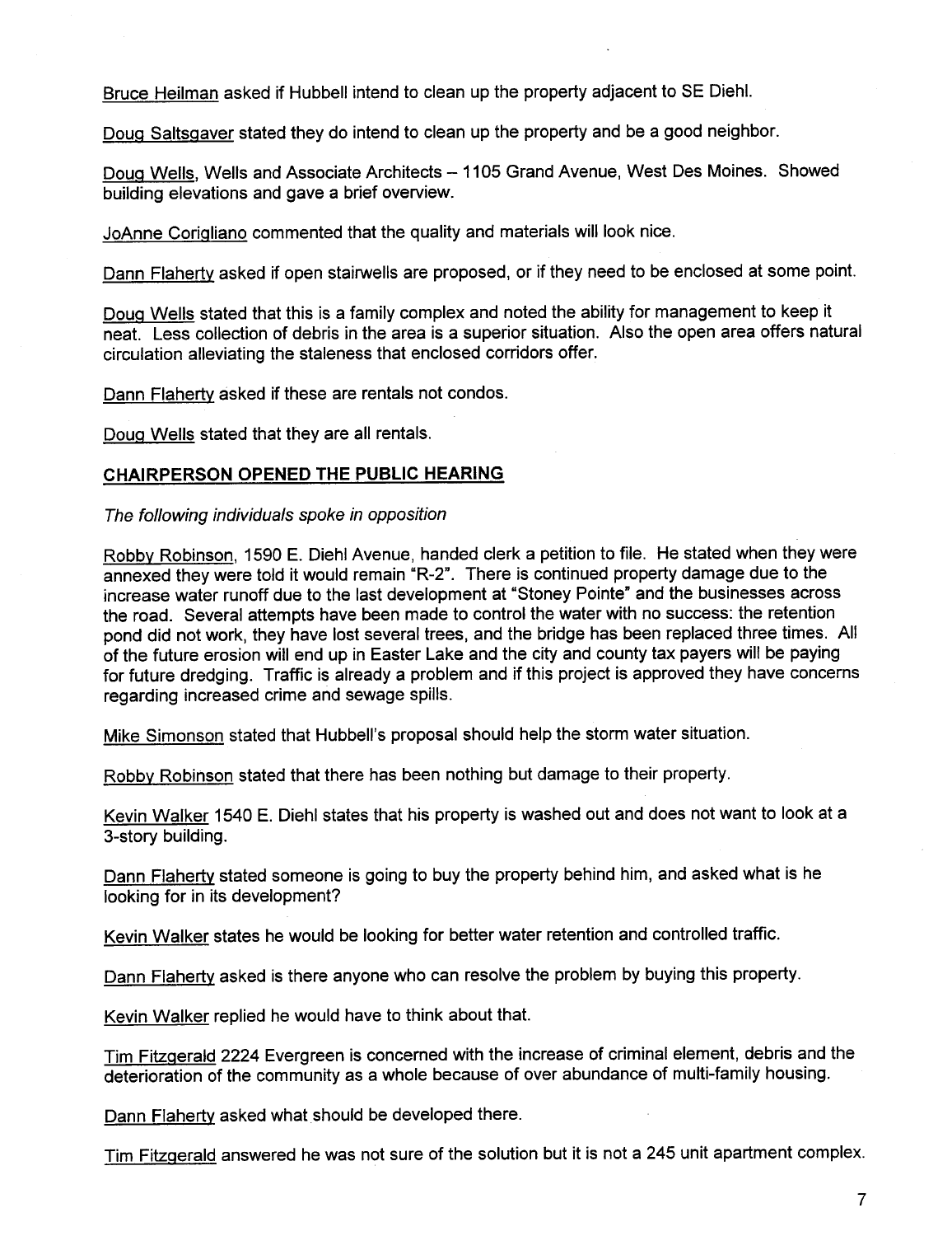Bruce Heilman asked if Hubbell intend to clean up the property adjacent to SE Diehl.

Doug Saltsgaver stated they do intend to clean up the property and be a good neighbor.

Doug Wells, Wells and Associate Architects – 1105 Grand Avenue, West Des Moines. Showed building elevations and gave a brief overview.

JoAnne Corigliano commented that the quality and materials will look nice.

Dann Flaherty asked if open stairwells are proposed, or if they need to be enclosed at some point.

Doug Wells stated that this is a family complex and noted the ability for management to keep it neat. Less collection of debris in the area is a superior situation. Also the open area offers natural circulation alleviating the staleness that enclosed corridors offer.

Dann Flaherty asked if these are rentals not condos.

Doug Wells stated that they are all rentals.

## CHAIRPERSON OPENED THE PUBLIC HEARING

*The following individuals spoke in opposition*

Robby Robinson, 1590 E. Diehl Avenue, handed clerk a petition to file. He stated when they were annexed they were told it would remain "R-2". There is continued property damage due to the increase water runoff due to the last development at "Stoney Pointe" and the businesses across the road. Several attempts have been made to control the water with no success: the retention pond did not work, they have lost several trees, and the bridge has been replaced three times. All of the future erosion will end up in Easter Lake and the city and county tax payers will be paying for future dredging. Traffic is already a problem and if this project is approved they have concerns regarding increased crime and sewage spills.

Mike Simonson stated that Hubbell's proposal should help the storm water situation.

Robby Robinson stated that there has been nothing but damage to their property.

Kevin Walker 1540 E. Diehl states that his property is washed out and does not want to look at a 3-story building.

Dann Flaherty stated someone is going to buy the property behind him, and asked what is he looking for in its development?

Kevin Walker states he would be looking for better water retention and controlled traffic.

Dann Flaherty asked is there anyone who can resolve the problem by buying this property.

Kevin Walker replied he would have to think about that.

Tim Fitzgerald 2224 Evergreen is concerned with the increase of criminal element, debris and the deterioration of the community as a whole because of over abundance of multi-family housing.

Dann Flaherty asked what should be developed there.

Tim Fitzgerald answered he was not sure of the solution but it is not a 245 unit apartment complex.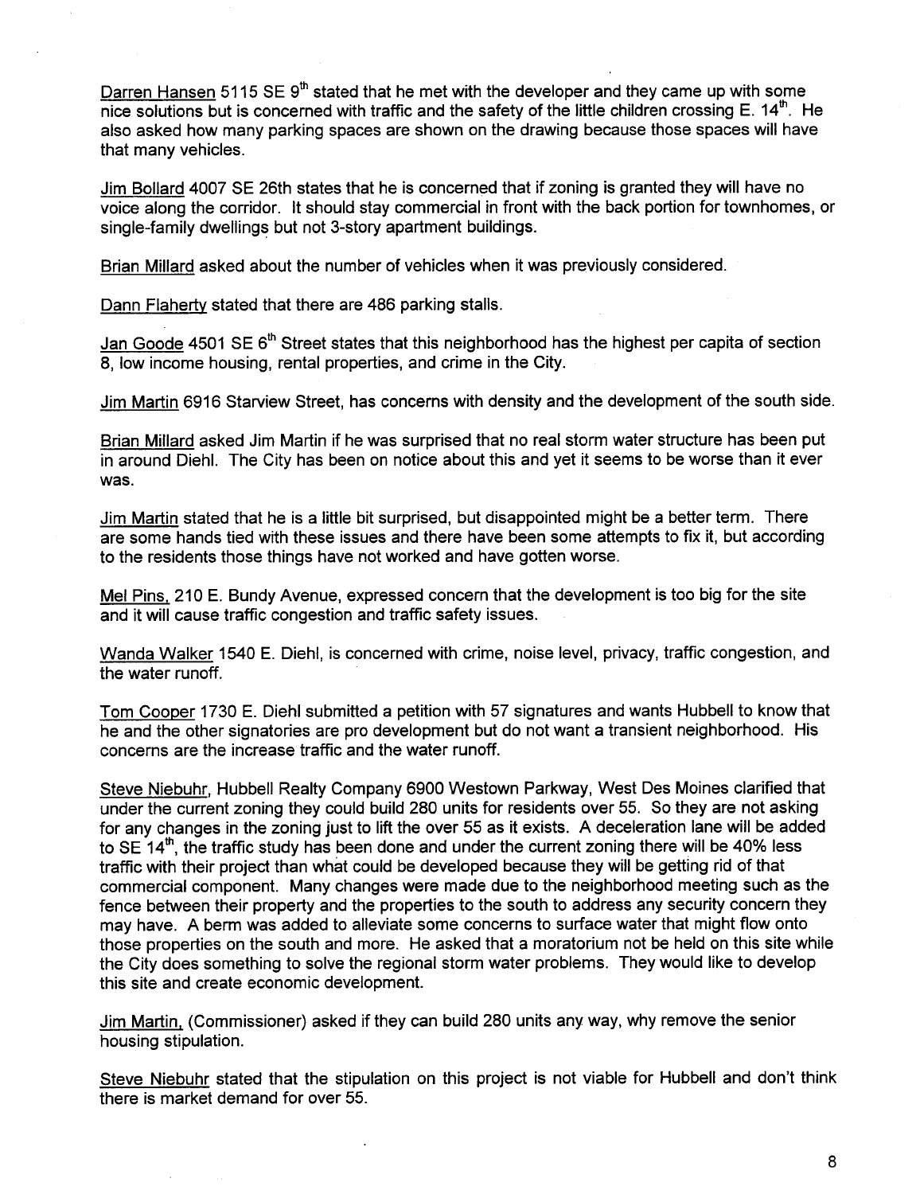Darren Hansen 5115 SE 9th stated that he met with the developer and they came up with some nice solutions but is concerned with traffic and the safety of the little children crossing E. 14th. He also asked how many parking spaces are shown on the drawing because those spaces will have that many vehicles.

Jim Bollard 4007 SE 26th states that he is concerned that if zoning is granted they will have no voice along the corridor. It should stay commercial in front with the back portion for townhomes, or single-family dwellings but not 3-story apartment buildings.

Brian Millard asked about the number of vehicles when it was previously considered.

Dann Flaherty stated that there are 486 parking stalls.

Jan Goode 4501 SE 6th Street states that this neighborhood has the highest per capita of section 8, low income housing, rental properties, and crime in the City.

Jim Martin 6916 Starview Street, has concerns with density and the development of the south side.

Brian Millard asked Jim Martin if he was surprised that no real storm water structure has been put in around Diehl. The City has been on notice about this and yet it seems to be worse than it ever was.

Jim Martin stated that he is a little bit surprised, but disappointed might be a better term. There are some hands tied with these issues and there have been some attempts to fix it, but according to the residents those things have not worked and have gotten worse.

Mel Pins, 210 E. Bundy Avenue, expressed concern that the development is too big for the site and it will cause traffic congestion and traffic safety issues.

Wanda Walker 1540 E. Diehl, is concerned with crime, noise level, privacy, traffic congestion, and the water runoff.

Tom Cooper 1730 E. Diehl submitted a petition with 57 signatures and wants Hubbell to know that he and the other signatories are pro development but do not want a transient neighborhood. His concerns are the increase traffic and the water runoff.

Steve Niebuhr, Hubbell Realty Company 6900 Westown Parkway, West Des Moines clarified that under the current zoning they could build 280 units for residents over 55. So they are not asking for any changes in the zoning just to lift the over 55 as it exists. A deceleration lane will be added to SE 14th, the traffic study has been done and under the current zoning there will be 40% less traffic with their project than what could be developed because they will be getting rid of that commercial component. Many changes were made due to the neighborhood meeting such as the fence between their property and the properties to the south to address any security concern they may have. A berm was added to alleviate some concerns to surface water that might flow onto those properties on the south and more. He asked that a moratorium not be held on this site while the City does something to solve the regional storm water problems. They would like to develop this site and create economic development.

Jim Martin, (Commissioner) asked if they can build 280 units any way, why remove the senior housing stipulation.

Steve Niebuhr stated that the stipulation on this project is not viable for Hubbell and don't think there is market demand for over 55.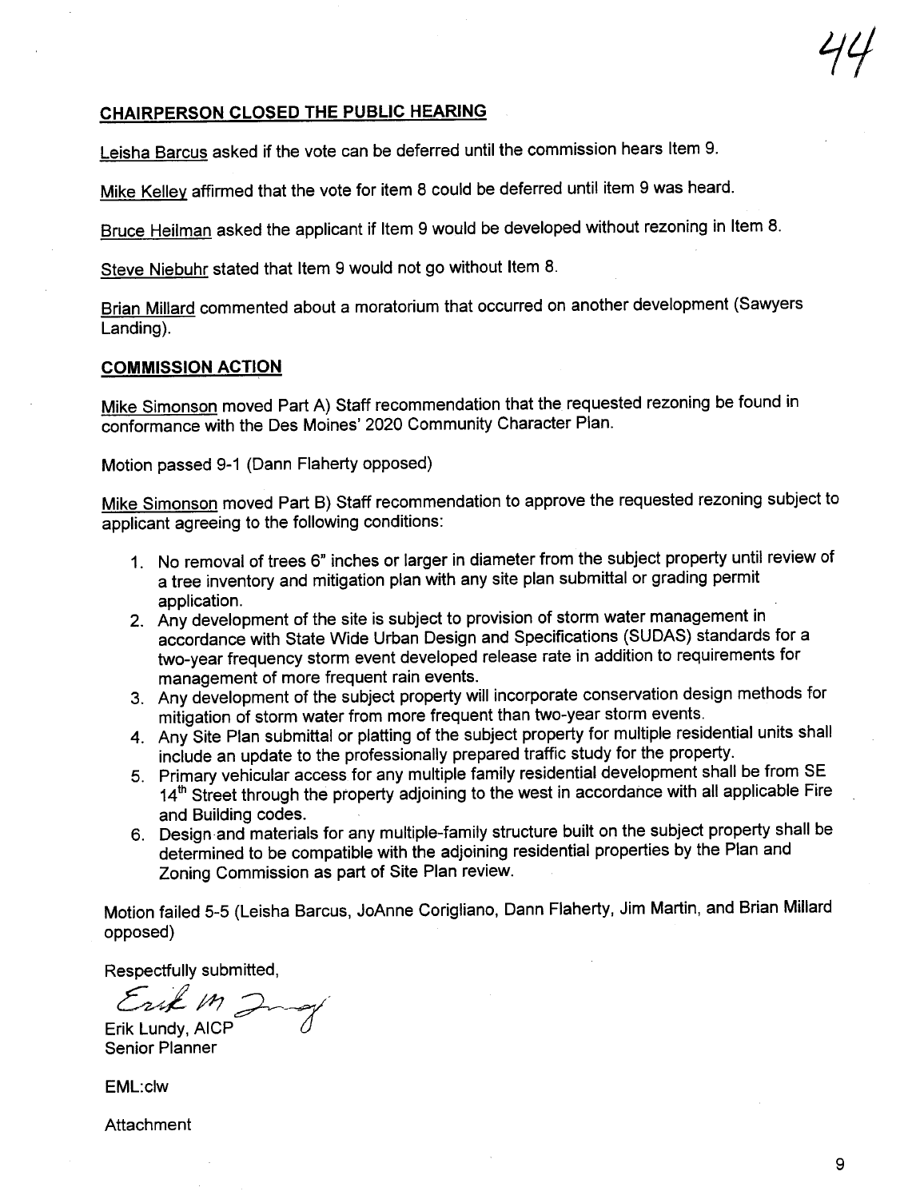## CHAIRPERSON CLOSED THE PUBLIC HEARING

Leisha Barcus asked if the vote can be deferred until the commission hears Item 9.

Mike Kelley affirmed that the vote for item 8 could be deferred until item 9 was heard.

Bruce Heilman asked the applicant if Item 9 would be developed without rezoning in Item 8.

Steve Niebuhr stated that Item 9 would not go without Item 8.

Brian Millard commented about a moratorium that occurred on another development (Sawyers Landing).

## COMMISSION ACTION

Mike Simonson moved Part A) Staff recommendation that the requested rezoning be found in conformance with the Des Moines' 2020 Community Character Plan.

Motion passed 9-1 (Dann Flaherty opposed)

Mike Simonson moved Part B) Staff recommendation to approve the requested rezoning subject to applicant agreeing to the following conditions:

1. No removal of trees 6" inches or larger in diameter from the subject property until review of a tree inventory and mitigation plan with any site plan submittal or grading permit application.
2. Any development of the site is subject to provision of storm water management in accordance with State Wide Urban Design and Specifications (SUDAS) standards for a two-year frequency storm event developed release rate in addition to requirements for management of more frequent rain events.
3. Any development of the subject property will incorporate conservation design methods for mitigation of storm water from more frequent than two-year storm events.
4. Any Site Plan submittal or platting of the subject property for multiple residential units shall include an update to the professionally prepared traffic study for the property.
5. Primary vehicular access for any multiple family residential development shall be from SE 14th Street through the property adjoining to the west in accordance with all applicable Fire and Building codes.
6. Design and materials for any multiple-family structure built on the subject property shall be determined to be compatible with the adjoining residential properties by the Plan and Zoning Commission as part of Site Plan review.

Motion failed 5-5 (Leisha Barcus, JoAnne Corigliano, Dann Flaherty, Jim Martin, and Brian Millard opposed)

Respectfully submitted,

Erik Lundy, AICP
Senior Planner

EML:clw

Attachment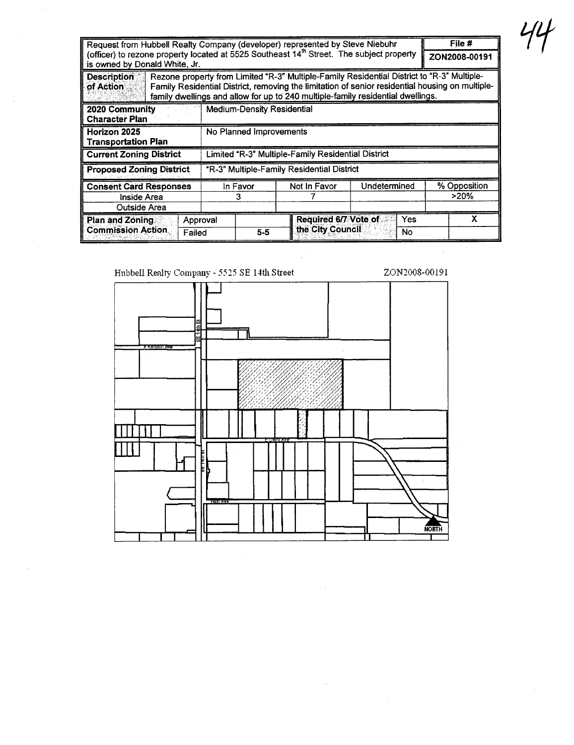44

| Request from Hubbell Realty Company (developer) represented by Steve Niebuhr (officer) to rezone property located at 5525 Southeast 14th Street. The subject property is owned by Donald White, Jr. | | | | | | File # ZON2008-00191 |
|---|---|---|---|---|---|---|
| **Description of Action** | Rezone property from Limited "R-3" Multiple-Family Residential District to "R-3" Multiple-Family Residential District, removing the limitation of senior residential housing on multiple-family dwellings and allow for up to 240 multiple-family residential dwellings. | | | | | |
| **2020 Community Character Plan** | Medium-Density Residential | | | | | |
| **Horizon 2025 Transportation Plan** | No Planned Improvements | | | | | |
| **Current Zoning District** | Limited "R-3" Multiple-Family Residential District | | | | | |
| **Proposed Zoning District** | "R-3" Multiple-Family Residential District | | | | | |
| **Consent Card Responses** | In Favor | Not In Favor | Undetermined | | % Opposition | |
| Inside Area | 3 | 7 | | | >20% | |
| Outside Area | | | | | | |
| **Plan and Zoning Commission Action** | Approval | | **Required 6/7 Vote of the City Council** | Yes | X | |
| | Failed | 5-5 | | No | | |

Hubbell Realty Company - 5525 SE 14th Street

ZON2008-00191

SE 14th St

E Kenyon Ave

E Diehl Ave

Hart Ave

NORTH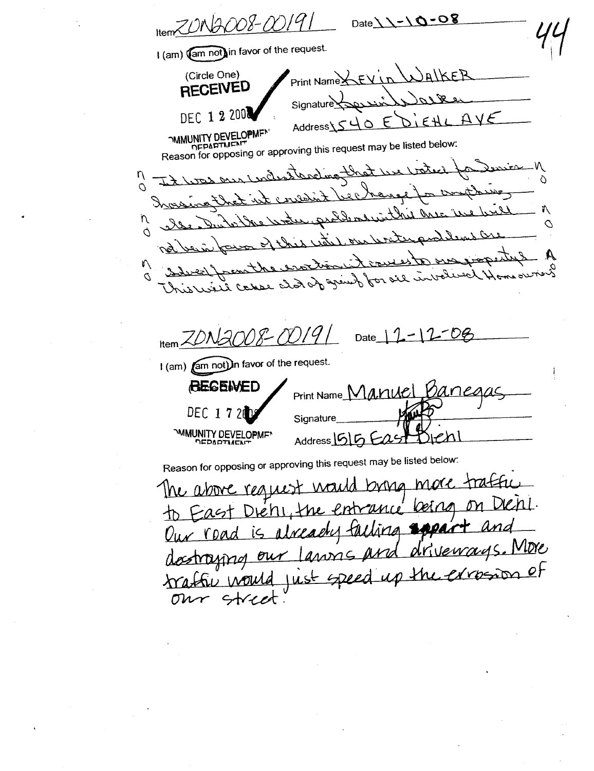Item ZON2008-00191 Date 11-10-08

I (am) (am not) in favor of the request.

(Circle One)

RECEIVED

DEC 12 2008

COMMUNITY DEVELOPMENT DEPARTMENT

Print Name Kevin Walker

Signature Kevin Walker

Address 1540 E Diehl Ave

Reason for opposing or approving this request may be listed below:

It was our understanding that we voted for Senior Housing that it couldn't be change for anything else. Due to the water problem in this area we will not be in favor of this until our water problems are solved from the erosion it causes to our property. This will cause a lot of grief for all involved Home owners

n o n o n o

n o n o A

Item ZON2008-00191 Date 12-12-08

I (am) (am not) in favor of the request.

RECEIVED

DEC 17 2008

COMMUNITY DEVELOPMENT DEPARTMENT

Print Name Manuel Banegas

Signature

Address 1515 East Diehl

Reason for opposing or approving this request may be listed below:

The above request would bring more traffic to East Diehl, the entrance being on Diehl. Our road is already falling apart and destroying our lawns and driveways. More traffic would just speed up the errosion of our street.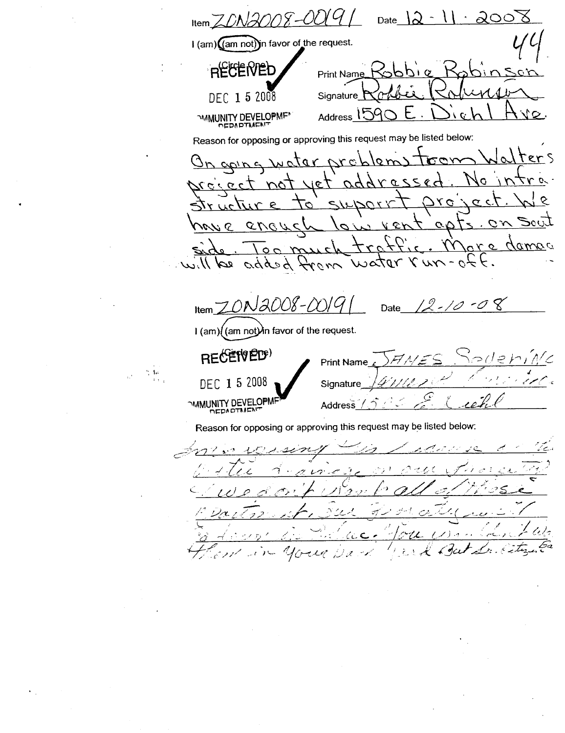Item ZON2008-00191 Date 12-11-2008

44

I (am) (am not) in favor of the request.

(Circle One)

RECEIVED

DEC 15 2008

COMMUNITY DEVELOPMENT DEPARTMENT

✓

Print Name Robbie Robinson

Signature Robbie Robinson

Address 1590 E. Diehl Ave.

Reason for opposing or approving this request may be listed below:

On going water problems from Walters project not yet addressed. No infra-structure to support project. We have enough low rent apts. on South side. Too much traffic. More damage will be added from water run-off.

Item ZON2008-00191 Date 12-10-08

I (am) (am not) in favor of the request.

(Circle One)

RECEIVED

DEC 15 2008

COMMUNITY DEVELOPMENT DEPARTMENT

✓

Print Name JAMES Soderling

Signature James Soderling

Address 15__ E. Diehl

Reason for opposing or approving this request may be listed below:

Increasing Lis damage on the little drainage on our property. We don't want all of those apartments. See the city will be a drawn in place. You wouldn't want them in your back yard. But, Sr. Citizen.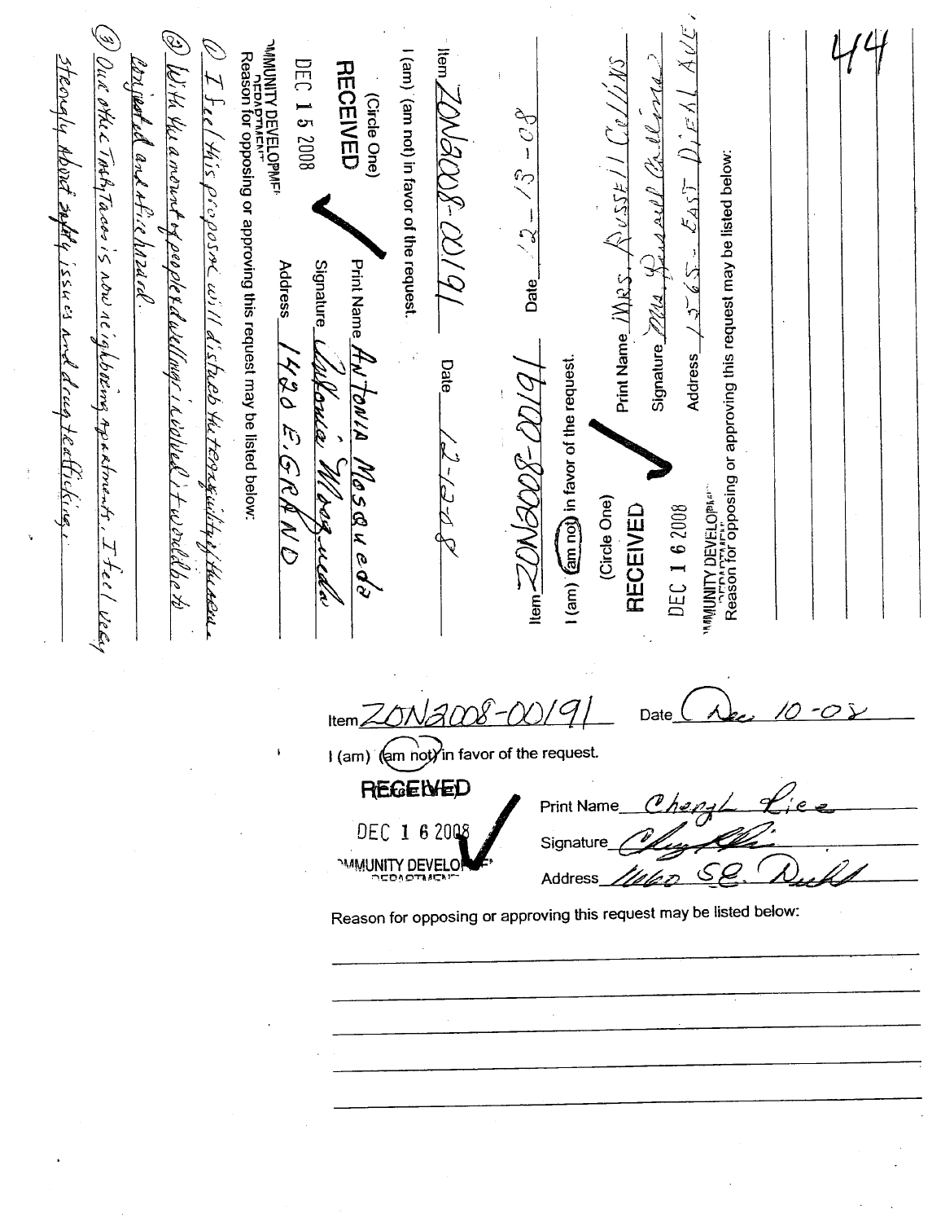44

Item ZON2008-00191 Date 12-13-08

I (am) (am not) in favor of the request.

(Circle One)

RECEIVED
DEC 1 6 2008
COMMUNITY DEVELOPMENT DEPARTMENT

Print Name Mrs. Russell Collins

Signature Mrs. Russell Collins

Address 1565 - East Diehl Ave.

Reason for opposing or approving this request may be listed below:

---

Item ZON2008-00191 Date 12-13-08

I (am) (am not) in favor of the request.

(Circle One)

RECEIVED
DEC 1 5 2008
COMMUNITY DEVELOPMENT DEPARTMENT

Print Name Antonia Mosqueda

Signature Antonia Mosqueda

Address 1420 E. Grand

Reason for opposing or approving this request may be listed below:

1. I feel this proposal will disturb the tranquility of the area.
2. With the amount of people & dwellings involved it would be to congested and a traffic hazard.
3. Our other Traffic Taxes is now neighboring apartments, I feel very strongly about safety issues and drug trafficking.

---

Item ZON2008-00191 Date Dec 10-08

I (am) (am not) in favor of the request.

RECEIVED
DEC 1 6 2008
COMMUNITY DEVELOPMENT DEPARTMENT

Print Name Cheryl Rice

Signature Cheryl Rice

Address 1060 SE. Diehl

Reason for opposing or approving this request may be listed below: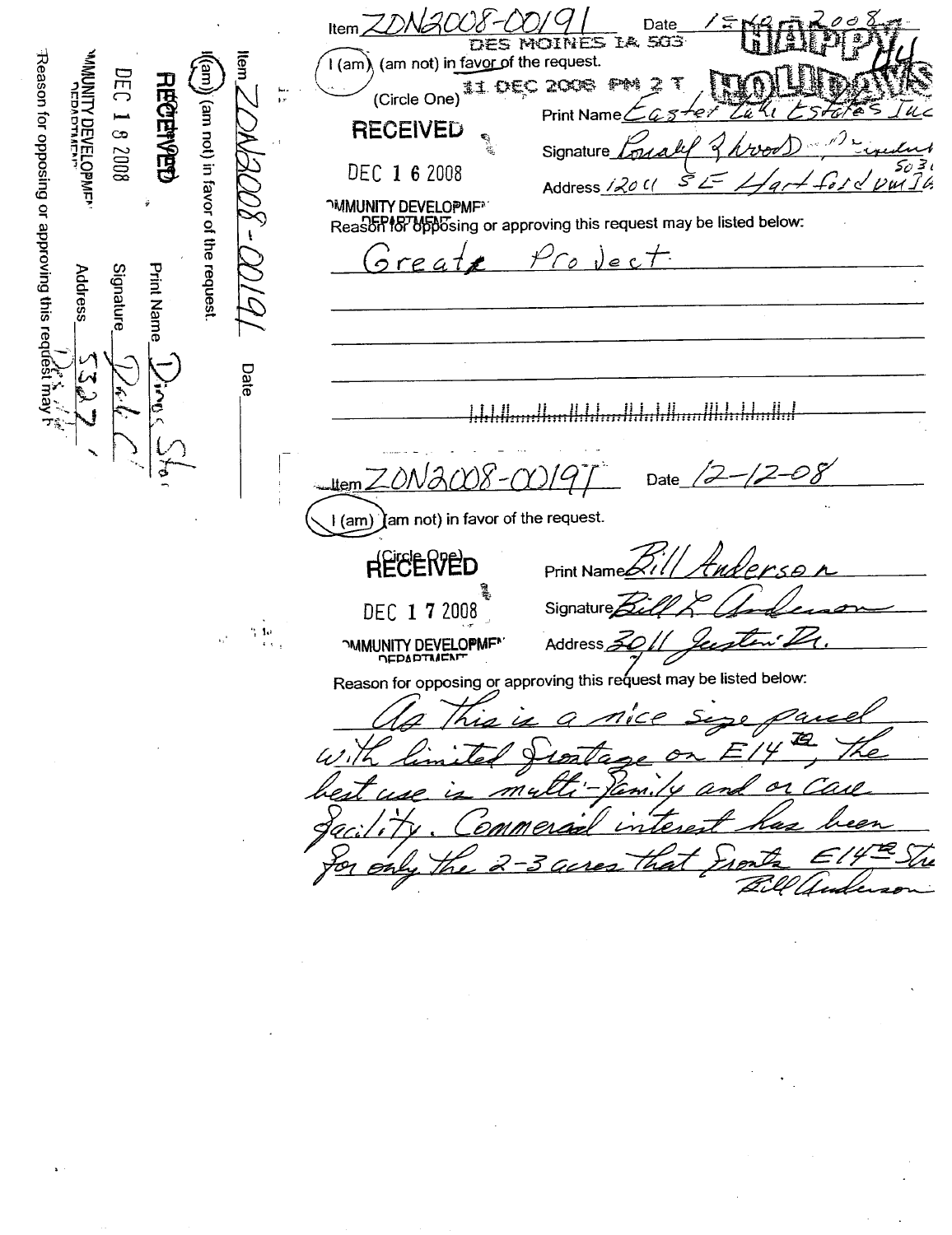Item ZON2008-00191 Date 12-10-2008

DES MOINES IA 503

11 DEC 2008 PM 2 T

HAPPY HOLIDAYS

I (am) (am not) in favor of the request.

(Circle One)

RECEIVED

DEC 16 2008

COMMUNITY DEVELOPMENT DEPARTMENT

Print Name Easter Lake Estates Inc

Signature Ronald Z Hood, President

Address 12011 SE Hartford DM IA 50320

Reason for opposing or approving this request may be listed below:

Great Project

---

Item ZON2008-00191 Date

I (am) (am not) in favor of the request.

RECEIVED

DEC 18 2008

COMMUNITY DEVELOPMENT DEPARTMENT

Print Name Dingo Sta

Signature Dick C

Address 5327

Reason for opposing or approving this request may b

---

Item ZON2008-00191 Date 12-12-08

I (am) (am not) in favor of the request.

(Circle One)

RECEIVED

DEC 17 2008

COMMUNITY DEVELOPMENT DEPARTMENT

Print Name Bill Anderson

Signature Bill L Anderson

Address 2011 Justin Dr.

Reason for opposing or approving this request may be listed below:

As this is a nice size parcel with limited frontage on E14th, the best use is multi-family and or care facility. Commercial interest has been for only the 2-3 acres that fronts E14th Str

Bill Anderson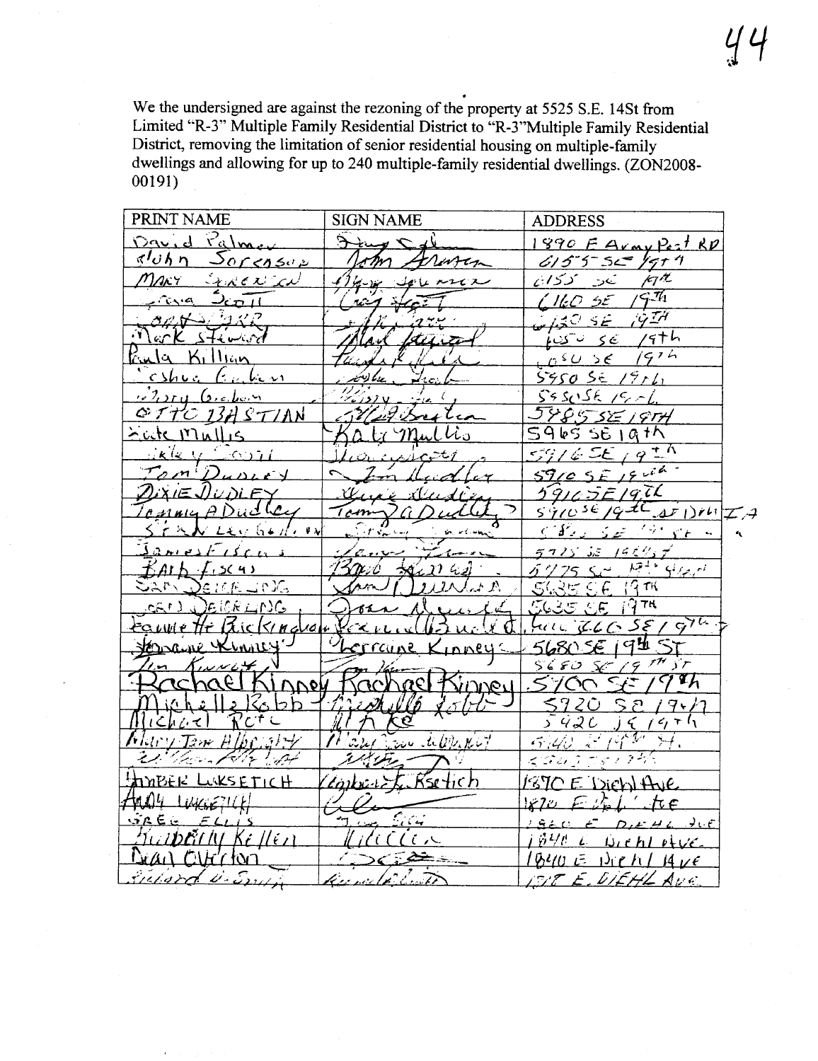We the undersigned are against the rezoning of the property at 5525 S.E. 14St from Limited "R-3" Multiple Family Residential District to "R-3"Multiple Family Residential District, removing the limitation of senior residential housing on multiple-family dwellings and allowing for up to 240 multiple-family residential dwellings. (ZON2008-00191)

| PRINT NAME | SIGN NAME | ADDRESS |
|---|---|---|
| David Palmer | | 1890 E Army Post RD |
| John Sorenson | | 6155 SE 19th |
| Mary Sorenson | | 6155 SE 19th |
| Craig Scott | | 6160 SE 19th |
| | | 6150 SE 19TH |
| Mark Steward | | 6050 SE 19th |
| Paula Killian | | 6050 SE 19th |
| Joshua Graham | | 5950 SE 19th |
| Mary Graham | | 5950 SE 19th |
| OTTO BASTIAN | | 5985 SE 19TH |
| Kate Mullis | | 5965 SE 19th |
| Kiley Scott | | 5916 SE 19th |
| Tom Dudley | | 5910 SE 19th |
| DIXIE DUDLEY | | 5910 SE 19th |
| Tammy A Dudley | | 5910 SE 19th ST DMIA |
| | | SE 19 ST |
| James Fiscus | | 5775 SE 19th ST |
| Barb Fiscus | | 5775 SE 19th Street |
| Sam Deierling | | 5635 SE 19TH |
| Joan Deierling | | 5635 SE 19TH |
| Fawnette Buckingham | | 5660 SE 19th |
| Lorraine Kinney | | 5680 SE 19th ST |
| Jim Kinney | | 5680 SE 19TH ST |
| Rachael Kinney | | 5700 SE 19th |
| Michelle Robb | | 5920 SE 19th |
| Michael Robb | | 5920 SE 19th |
| Mary Jane Albright | | 5940 SE 19th St. |
| | | |
| AMBER LUKSETICH | | 1870 E Diehl Ave |
| Andy Luksetich | | 1870 E Diehl Ave |
| GREG ELLIS | | 1860 E DIEHL AVE |
| Kimberly Kellen | | 1840 E Diehl Ave |
| Dean Overton | | 1840 E Diehl Ave |
| Richard W. Smith | | 1818 E DIEHL AVE |